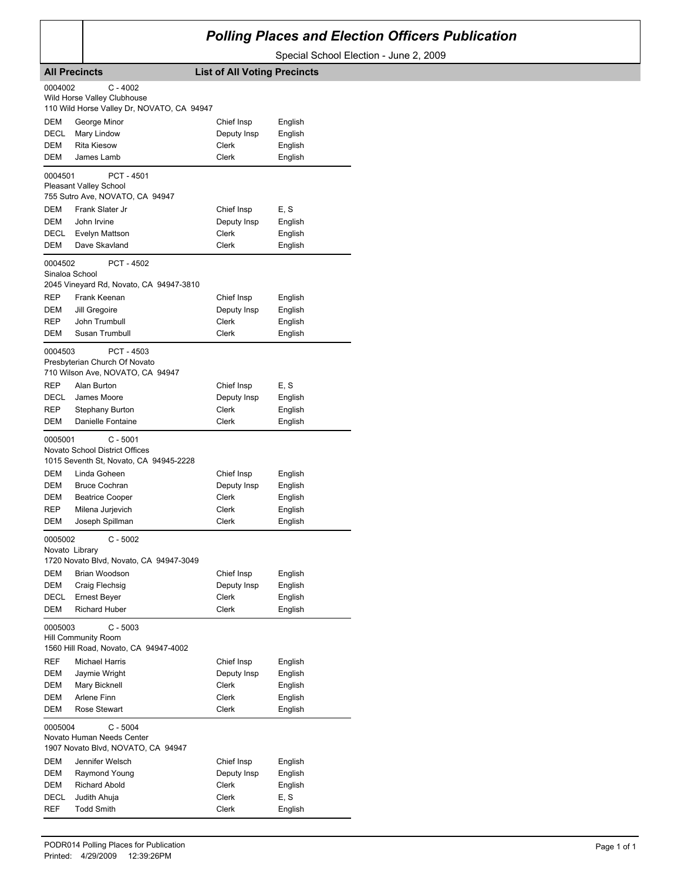# Polling Places and Election Officers Publication

Special School Election - June 2, 2009

**All Precincts** — **List of All Voting Precincts**

0004002 C - 4002
Wild Horse Valley Clubhouse
110 Wild Horse Valley Dr, NOVATO, CA 94947

| | | | |
|---|---|---|---|
| DEM | George Minor | Chief Insp | English |
| DECL | Mary Lindow | Deputy Insp | English |
| DEM | Rita Kiesow | Clerk | English |
| DEM | James Lamb | Clerk | English |

0004501 PCT - 4501
Pleasant Valley School
755 Sutro Ave, NOVATO, CA 94947

| | | | |
|---|---|---|---|
| DEM | Frank Slater Jr | Chief Insp | E, S |
| DEM | John Irvine | Deputy Insp | English |
| DECL | Evelyn Mattson | Clerk | English |
| DEM | Dave Skavland | Clerk | English |

0004502 PCT - 4502
Sinaloa School
2045 Vineyard Rd, Novato, CA 94947-3810

| | | | |
|---|---|---|---|
| REP | Frank Keenan | Chief Insp | English |
| DEM | Jill Gregoire | Deputy Insp | English |
| REP | John Trumbull | Clerk | English |
| DEM | Susan Trumbull | Clerk | English |

0004503 PCT - 4503
Presbyterian Church Of Novato
710 Wilson Ave, NOVATO, CA 94947

| | | | |
|---|---|---|---|
| REP | Alan Burton | Chief Insp | E, S |
| DECL | James Moore | Deputy Insp | English |
| REP | Stephany Burton | Clerk | English |
| DEM | Danielle Fontaine | Clerk | English |

0005001 C - 5001
Novato School District Offices
1015 Seventh St, Novato, CA 94945-2228

| | | | |
|---|---|---|---|
| DEM | Linda Goheen | Chief Insp | English |
| DEM | Bruce Cochran | Deputy Insp | English |
| DEM | Beatrice Cooper | Clerk | English |
| REP | Milena Jurjevich | Clerk | English |
| DEM | Joseph Spillman | Clerk | English |

0005002 C - 5002
Novato Library
1720 Novato Blvd, Novato, CA 94947-3049

| | | | |
|---|---|---|---|
| DEM | Brian Woodson | Chief Insp | English |
| DEM | Craig Flechsig | Deputy Insp | English |
| DECL | Ernest Beyer | Clerk | English |
| DEM | Richard Huber | Clerk | English |

0005003 C - 5003
Hill Community Room
1560 Hill Road, Novato, CA 94947-4002

| | | | |
|---|---|---|---|
| REF | Michael Harris | Chief Insp | English |
| DEM | Jaymie Wright | Deputy Insp | English |
| DEM | Mary Bicknell | Clerk | English |
| DEM | Arlene Finn | Clerk | English |
| DEM | Rose Stewart | Clerk | English |

0005004 C - 5004
Novato Human Needs Center
1907 Novato Blvd, NOVATO, CA 94947

| | | | |
|---|---|---|---|
| DEM | Jennifer Welsch | Chief Insp | English |
| DEM | Raymond Young | Deputy Insp | English |
| DEM | Richard Abold | Clerk | English |
| DECL | Judith Ahuja | Clerk | E, S |
| REF | Todd Smith | Clerk | English |

PODR014 Polling Places for Publication
Printed: 4/29/2009 12:39:26PM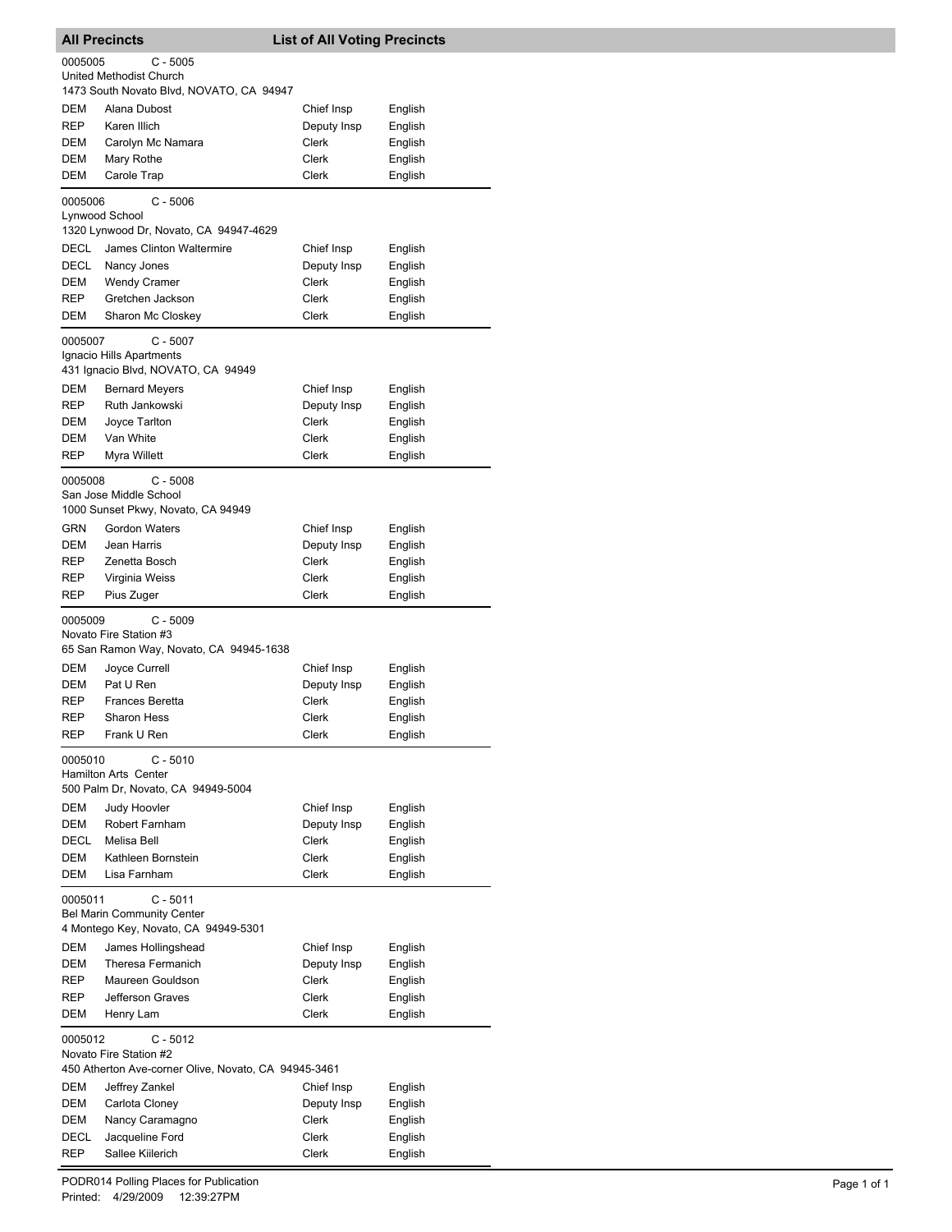## All Precincts — List of All Voting Precincts

**0005005** C - 5005
United Methodist Church
1473 South Novato Blvd, NOVATO, CA 94947

| | | | |
|---|---|---|---|
| DEM | Alana Dubost | Chief Insp | English |
| REP | Karen Illich | Deputy Insp | English |
| DEM | Carolyn Mc Namara | Clerk | English |
| DEM | Mary Rothe | Clerk | English |
| DEM | Carole Trap | Clerk | English |

**0005006** C - 5006
Lynwood School
1320 Lynwood Dr, Novato, CA 94947-4629

| | | | |
|---|---|---|---|
| DECL | James Clinton Waltermire | Chief Insp | English |
| DECL | Nancy Jones | Deputy Insp | English |
| DEM | Wendy Cramer | Clerk | English |
| REP | Gretchen Jackson | Clerk | English |
| DEM | Sharon Mc Closkey | Clerk | English |

**0005007** C - 5007
Ignacio Hills Apartments
431 Ignacio Blvd, NOVATO, CA 94949

| | | | |
|---|---|---|---|
| DEM | Bernard Meyers | Chief Insp | English |
| REP | Ruth Jankowski | Deputy Insp | English |
| DEM | Joyce Tarlton | Clerk | English |
| DEM | Van White | Clerk | English |
| REP | Myra Willett | Clerk | English |

**0005008** C - 5008
San Jose Middle School
1000 Sunset Pkwy, Novato, CA 94949

| | | | |
|---|---|---|---|
| GRN | Gordon Waters | Chief Insp | English |
| DEM | Jean Harris | Deputy Insp | English |
| REP | Zenetta Bosch | Clerk | English |
| REP | Virginia Weiss | Clerk | English |
| REP | Pius Zuger | Clerk | English |

**0005009** C - 5009
Novato Fire Station #3
65 San Ramon Way, Novato, CA 94945-1638

| | | | |
|---|---|---|---|
| DEM | Joyce Currell | Chief Insp | English |
| DEM | Pat U Ren | Deputy Insp | English |
| REP | Frances Beretta | Clerk | English |
| REP | Sharon Hess | Clerk | English |
| REP | Frank U Ren | Clerk | English |

**0005010** C - 5010
Hamilton Arts Center
500 Palm Dr, Novato, CA 94949-5004

| | | | |
|---|---|---|---|
| DEM | Judy Hoovler | Chief Insp | English |
| DEM | Robert Farnham | Deputy Insp | English |
| DECL | Melisa Bell | Clerk | English |
| DEM | Kathleen Bornstein | Clerk | English |
| DEM | Lisa Farnham | Clerk | English |

**0005011** C - 5011
Bel Marin Community Center
4 Montego Key, Novato, CA 94949-5301

| | | | |
|---|---|---|---|
| DEM | James Hollingshead | Chief Insp | English |
| DEM | Theresa Fermanich | Deputy Insp | English |
| REP | Maureen Gouldson | Clerk | English |
| REP | Jefferson Graves | Clerk | English |
| DEM | Henry Lam | Clerk | English |

**0005012** C - 5012
Novato Fire Station #2
450 Atherton Ave-corner Olive, Novato, CA 94945-3461

| | | | |
|---|---|---|---|
| DEM | Jeffrey Zankel | Chief Insp | English |
| DEM | Carlota Cloney | Deputy Insp | English |
| DEM | Nancy Caramagno | Clerk | English |
| DECL | Jacqueline Ford | Clerk | English |
| REP | Sallee Kiilerich | Clerk | English |

PODR014 Polling Places for Publication
Printed: 4/29/2009 12:39:27PM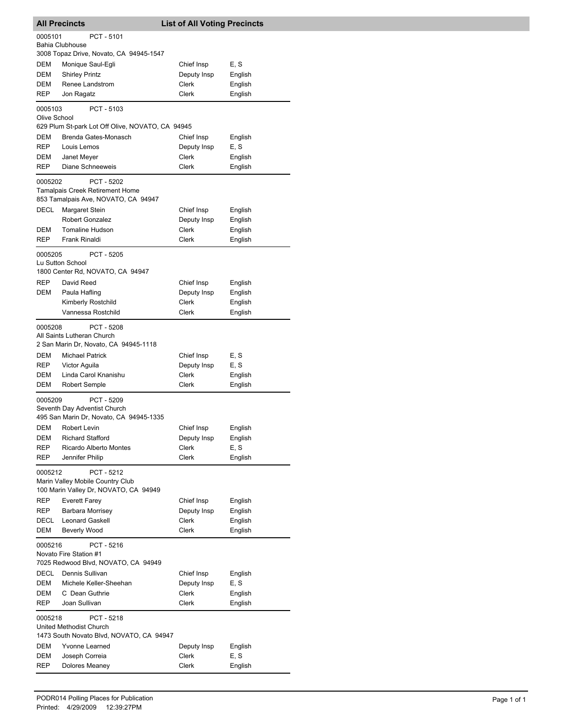## All Precincts — List of All Voting Precincts

### 0005101 PCT - 5101
Bahia Clubhouse
3008 Topaz Drive, Novato, CA 94945-1547

| Party | Name | Position | Language |
|---|---|---|---|
| DEM | Monique Saul-Egli | Chief Insp | E, S |
| DEM | Shirley Printz | Deputy Insp | English |
| DEM | Renee Landstrom | Clerk | English |
| REP | Jon Ragatz | Clerk | English |

### 0005103 PCT - 5103
Olive School
629 Plum St-park Lot Off Olive, NOVATO, CA 94945

| Party | Name | Position | Language |
|---|---|---|---|
| DEM | Brenda Gates-Monasch | Chief Insp | English |
| REP | Louis Lemos | Deputy Insp | E, S |
| DEM | Janet Meyer | Clerk | English |
| REP | Diane Schneeweis | Clerk | English |

### 0005202 PCT - 5202
Tamalpais Creek Retirement Home
853 Tamalpais Ave, NOVATO, CA 94947

| Party | Name | Position | Language |
|---|---|---|---|
| DECL | Margaret Stein | Chief Insp | English |
| | Robert Gonzalez | Deputy Insp | English |
| DEM | Tomaline Hudson | Clerk | English |
| REP | Frank Rinaldi | Clerk | English |

### 0005205 PCT - 5205
Lu Sutton School
1800 Center Rd, NOVATO, CA 94947

| Party | Name | Position | Language |
|---|---|---|---|
| REP | David Reed | Chief Insp | English |
| DEM | Paula Hafling | Deputy Insp | English |
| | Kimberly Rostchild | Clerk | English |
| | Vannessa Rostchild | Clerk | English |

### 0005208 PCT - 5208
All Saints Lutheran Church
2 San Marin Dr, Novato, CA 94945-1118

| Party | Name | Position | Language |
|---|---|---|---|
| DEM | Michael Patrick | Chief Insp | E, S |
| REP | Victor Aguila | Deputy Insp | E, S |
| DEM | Linda Carol Knanishu | Clerk | English |
| DEM | Robert Semple | Clerk | English |

### 0005209 PCT - 5209
Seventh Day Adventist Church
495 San Marin Dr, Novato, CA 94945-1335

| Party | Name | Position | Language |
|---|---|---|---|
| DEM | Robert Levin | Chief Insp | English |
| DEM | Richard Stafford | Deputy Insp | English |
| REP | Ricardo Alberto Montes | Clerk | E, S |
| REP | Jennifer Philip | Clerk | English |

### 0005212 PCT - 5212
Marin Valley Mobile Country Club
100 Marin Valley Dr, NOVATO, CA 94949

| Party | Name | Position | Language |
|---|---|---|---|
| REP | Everett Farey | Chief Insp | English |
| REP | Barbara Morrisey | Deputy Insp | English |
| DECL | Leonard Gaskell | Clerk | English |
| DEM | Beverly Wood | Clerk | English |

### 0005216 PCT - 5216
Novato Fire Station #1
7025 Redwood Blvd, NOVATO, CA 94949

| Party | Name | Position | Language |
|---|---|---|---|
| DECL | Dennis Sullivan | Chief Insp | English |
| DEM | Michele Keller-Sheehan | Deputy Insp | E, S |
| DEM | C Dean Guthrie | Clerk | English |
| REP | Joan Sullivan | Clerk | English |

### 0005218 PCT - 5218
United Methodist Church
1473 South Novato Blvd, NOVATO, CA 94947

| Party | Name | Position | Language |
|---|---|---|---|
| DEM | Yvonne Learned | Deputy Insp | English |
| DEM | Joseph Correia | Clerk | E, S |
| REP | Dolores Meaney | Clerk | English |

PODR014 Polling Places for Publication
Printed: 4/29/2009 12:39:27PM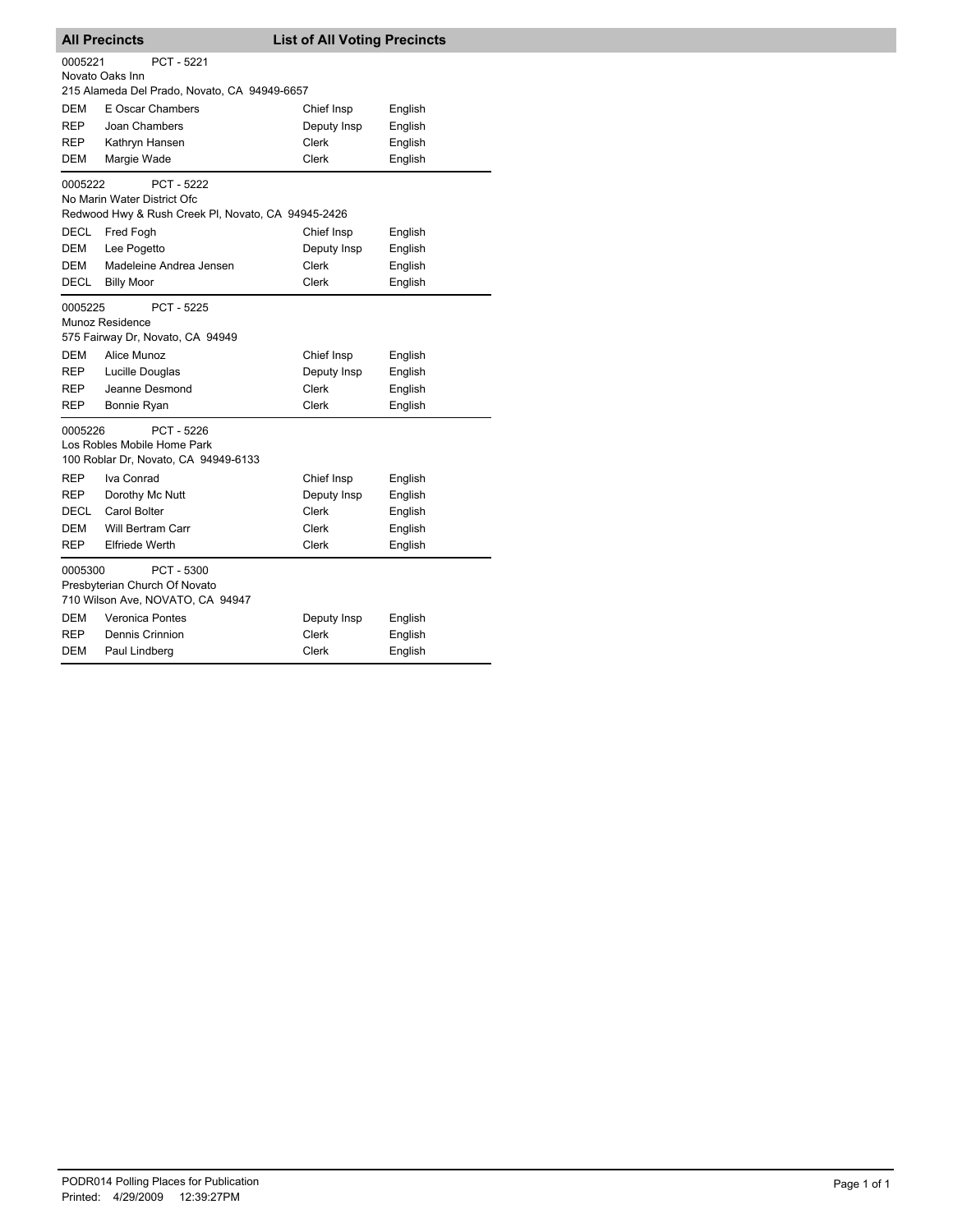## All Precincts — List of All Voting Precincts

0005221 PCT - 5221
Novato Oaks Inn
215 Alameda Del Prado, Novato, CA 94949-6657

| | | | |
|---|---|---|---|
| DEM | E Oscar Chambers | Chief Insp | English |
| REP | Joan Chambers | Deputy Insp | English |
| REP | Kathryn Hansen | Clerk | English |
| DEM | Margie Wade | Clerk | English |

0005222 PCT - 5222
No Marin Water District Ofc
Redwood Hwy & Rush Creek Pl, Novato, CA 94945-2426

| | | | |
|---|---|---|---|
| DECL | Fred Fogh | Chief Insp | English |
| DEM | Lee Pogetto | Deputy Insp | English |
| DEM | Madeleine Andrea Jensen | Clerk | English |
| DECL | Billy Moor | Clerk | English |

0005225 PCT - 5225
Munoz Residence
575 Fairway Dr, Novato, CA 94949

| | | | |
|---|---|---|---|
| DEM | Alice Munoz | Chief Insp | English |
| REP | Lucille Douglas | Deputy Insp | English |
| REP | Jeanne Desmond | Clerk | English |
| REP | Bonnie Ryan | Clerk | English |

0005226 PCT - 5226
Los Robles Mobile Home Park
100 Roblar Dr, Novato, CA 94949-6133

| | | | |
|---|---|---|---|
| REP | Iva Conrad | Chief Insp | English |
| REP | Dorothy Mc Nutt | Deputy Insp | English |
| DECL | Carol Bolter | Clerk | English |
| DEM | Will Bertram Carr | Clerk | English |
| REP | Elfriede Werth | Clerk | English |

0005300 PCT - 5300
Presbyterian Church Of Novato
710 Wilson Ave, NOVATO, CA 94947

| | | | |
|---|---|---|---|
| DEM | Veronica Pontes | Deputy Insp | English |
| REP | Dennis Crinnion | Clerk | English |
| DEM | Paul Lindberg | Clerk | English |

PODR014 Polling Places for Publication
Printed: 4/29/2009 12:39:27PM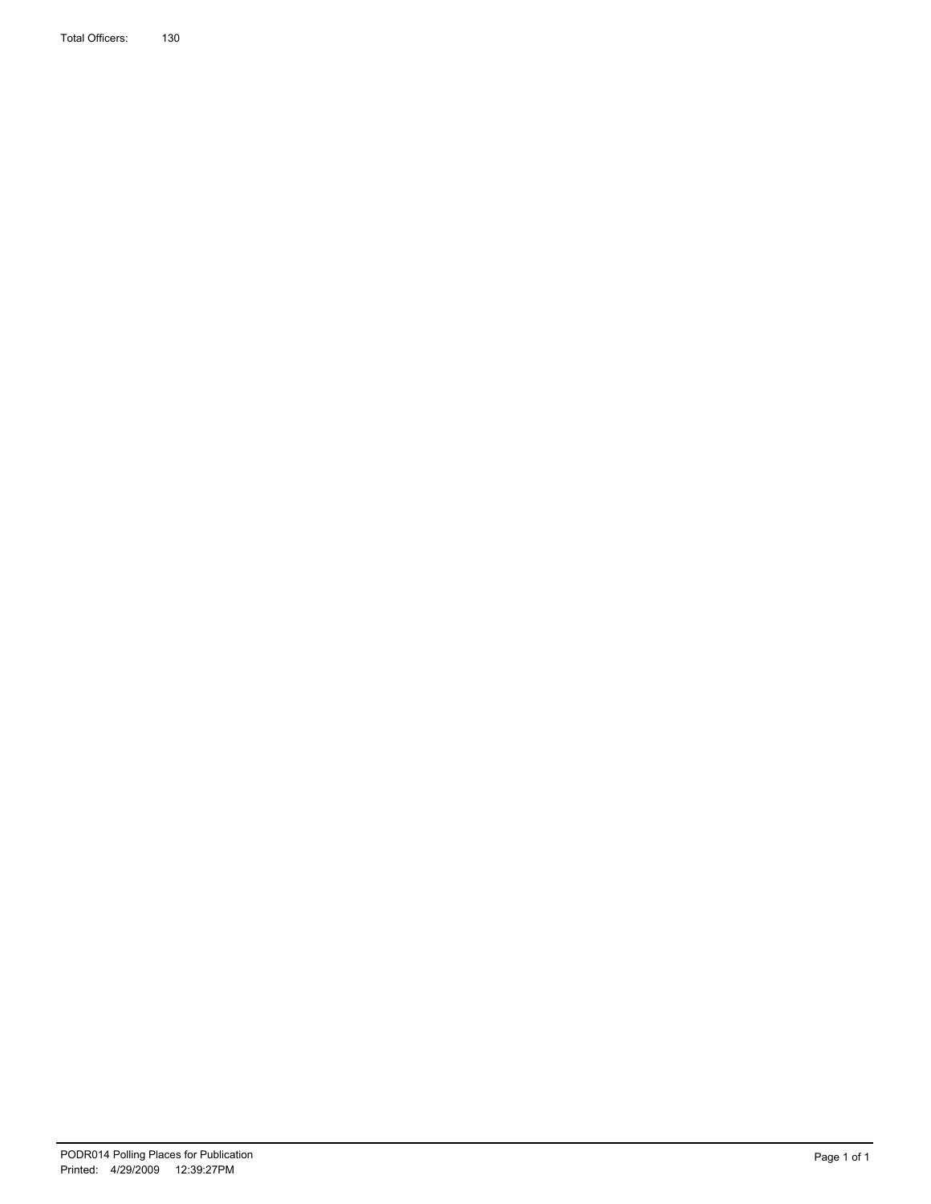Total Officers: 130